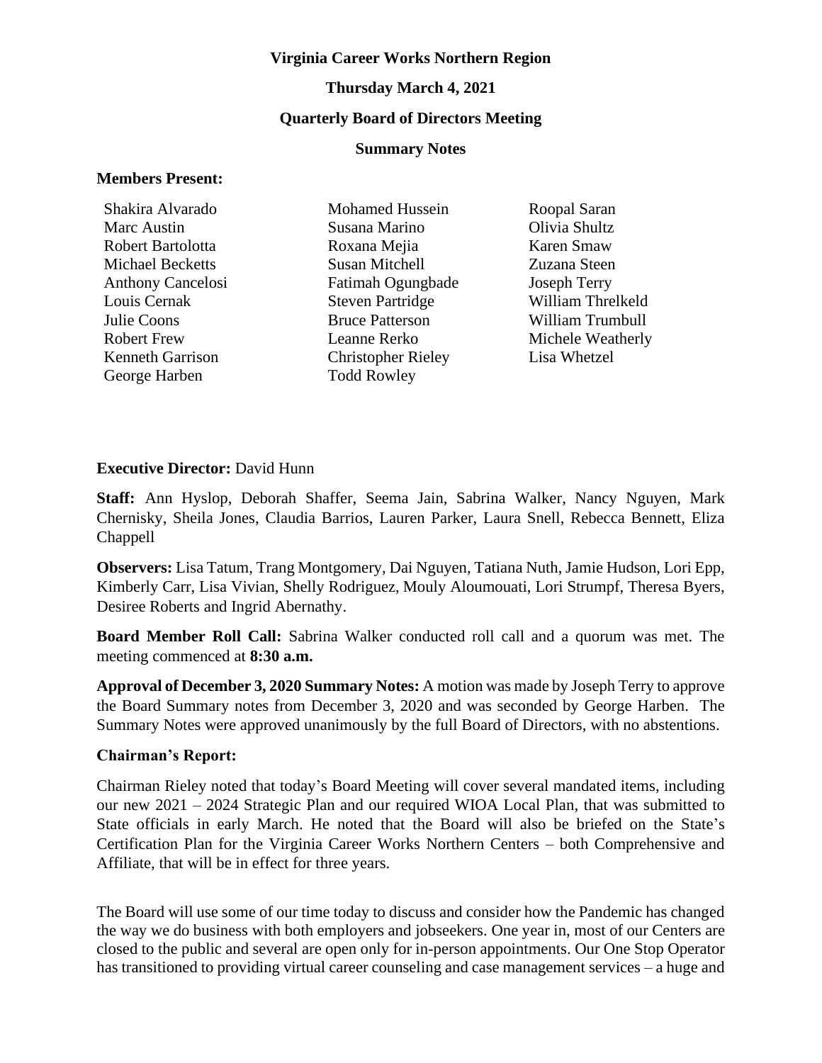**Virginia Career Works Northern Region**

**Thursday March 4, 2021**

**Quarterly Board of Directors Meeting**

**Summary Notes**

**Members Present:**

Shakira Alvarado
Marc Austin
Robert Bartolotta
Michael Becketts
Anthony Cancelosi
Louis Cernak
Julie Coons
Robert Frew
Kenneth Garrison
George Harben
Mohamed Hussein
Susana Marino
Roxana Mejia
Susan Mitchell
Fatimah Ogungbade
Steven Partridge
Bruce Patterson
Leanne Rerko
Christopher Rieley
Todd Rowley
Roopal Saran
Olivia Shultz
Karen Smaw
Zuzana Steen
Joseph Terry
William Threlkeld
William Trumbull
Michele Weatherly
Lisa Whetzel

**Executive Director:** David Hunn

**Staff:** Ann Hyslop, Deborah Shaffer, Seema Jain, Sabrina Walker, Nancy Nguyen, Mark Chernisky, Sheila Jones, Claudia Barrios, Lauren Parker, Laura Snell, Rebecca Bennett, Eliza Chappell

**Observers:** Lisa Tatum, Trang Montgomery, Dai Nguyen, Tatiana Nuth, Jamie Hudson, Lori Epp, Kimberly Carr, Lisa Vivian, Shelly Rodriguez, Mouly Aloumouati, Lori Strumpf, Theresa Byers, Desiree Roberts and Ingrid Abernathy.

**Board Member Roll Call:** Sabrina Walker conducted roll call and a quorum was met. The meeting commenced at **8:30 a.m.**

**Approval of December 3, 2020 Summary Notes:** A motion was made by Joseph Terry to approve the Board Summary notes from December 3, 2020 and was seconded by George Harben. The Summary Notes were approved unanimously by the full Board of Directors, with no abstentions.

**Chairman's Report:**

Chairman Rieley noted that today's Board Meeting will cover several mandated items, including our new 2021 – 2024 Strategic Plan and our required WIOA Local Plan, that was submitted to State officials in early March. He noted that the Board will also be briefed on the State's Certification Plan for the Virginia Career Works Northern Centers – both Comprehensive and Affiliate, that will be in effect for three years.

The Board will use some of our time today to discuss and consider how the Pandemic has changed the way we do business with both employers and jobseekers. One year in, most of our Centers are closed to the public and several are open only for in-person appointments. Our One Stop Operator has transitioned to providing virtual career counseling and case management services – a huge and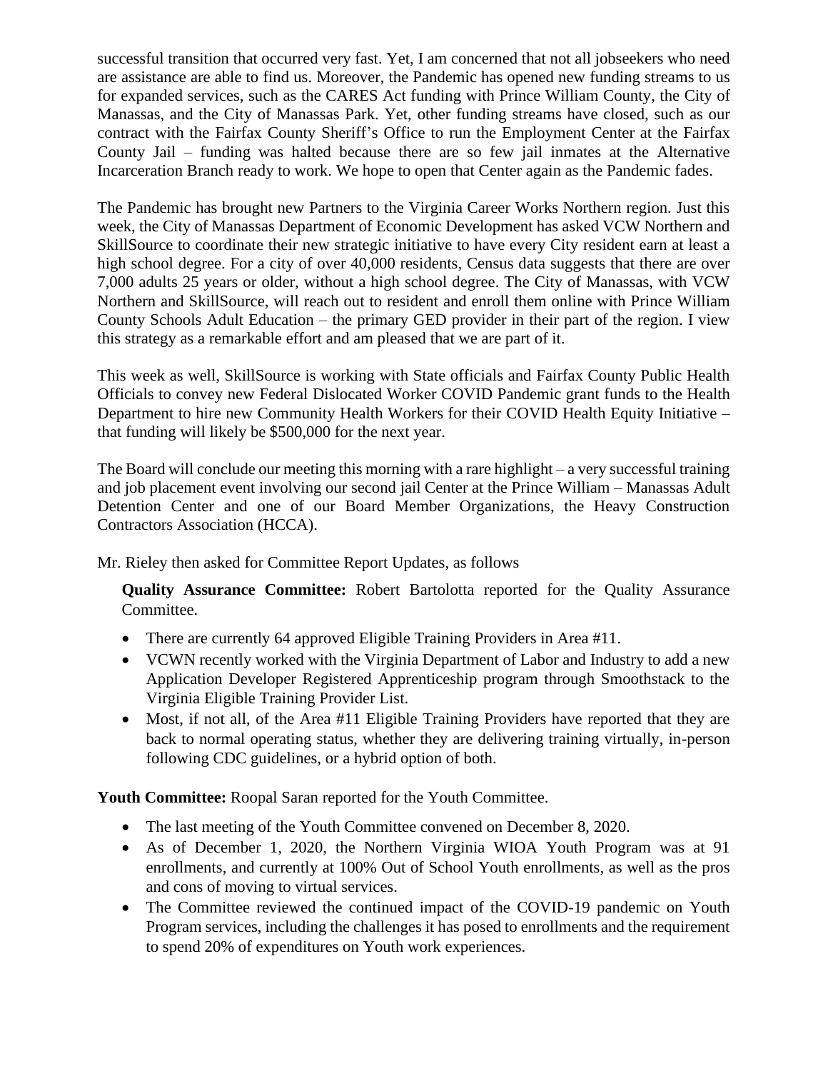successful transition that occurred very fast. Yet, I am concerned that not all jobseekers who need are assistance are able to find us. Moreover, the Pandemic has opened new funding streams to us for expanded services, such as the CARES Act funding with Prince William County, the City of Manassas, and the City of Manassas Park. Yet, other funding streams have closed, such as our contract with the Fairfax County Sheriff's Office to run the Employment Center at the Fairfax County Jail – funding was halted because there are so few jail inmates at the Alternative Incarceration Branch ready to work. We hope to open that Center again as the Pandemic fades.

The Pandemic has brought new Partners to the Virginia Career Works Northern region. Just this week, the City of Manassas Department of Economic Development has asked VCW Northern and SkillSource to coordinate their new strategic initiative to have every City resident earn at least a high school degree. For a city of over 40,000 residents, Census data suggests that there are over 7,000 adults 25 years or older, without a high school degree. The City of Manassas, with VCW Northern and SkillSource, will reach out to resident and enroll them online with Prince William County Schools Adult Education – the primary GED provider in their part of the region. I view this strategy as a remarkable effort and am pleased that we are part of it.

This week as well, SkillSource is working with State officials and Fairfax County Public Health Officials to convey new Federal Dislocated Worker COVID Pandemic grant funds to the Health Department to hire new Community Health Workers for their COVID Health Equity Initiative – that funding will likely be $500,000 for the next year.

The Board will conclude our meeting this morning with a rare highlight – a very successful training and job placement event involving our second jail Center at the Prince William – Manassas Adult Detention Center and one of our Board Member Organizations, the Heavy Construction Contractors Association (HCCA).

Mr. Rieley then asked for Committee Report Updates, as follows

**Quality Assurance Committee:** Robert Bartolotta reported for the Quality Assurance Committee.

- There are currently 64 approved Eligible Training Providers in Area #11.
- VCWN recently worked with the Virginia Department of Labor and Industry to add a new Application Developer Registered Apprenticeship program through Smoothstack to the Virginia Eligible Training Provider List.
- Most, if not all, of the Area #11 Eligible Training Providers have reported that they are back to normal operating status, whether they are delivering training virtually, in-person following CDC guidelines, or a hybrid option of both.

**Youth Committee:** Roopal Saran reported for the Youth Committee.

- The last meeting of the Youth Committee convened on December 8, 2020.
- As of December 1, 2020, the Northern Virginia WIOA Youth Program was at 91 enrollments, and currently at 100% Out of School Youth enrollments, as well as the pros and cons of moving to virtual services.
- The Committee reviewed the continued impact of the COVID-19 pandemic on Youth Program services, including the challenges it has posed to enrollments and the requirement to spend 20% of expenditures on Youth work experiences.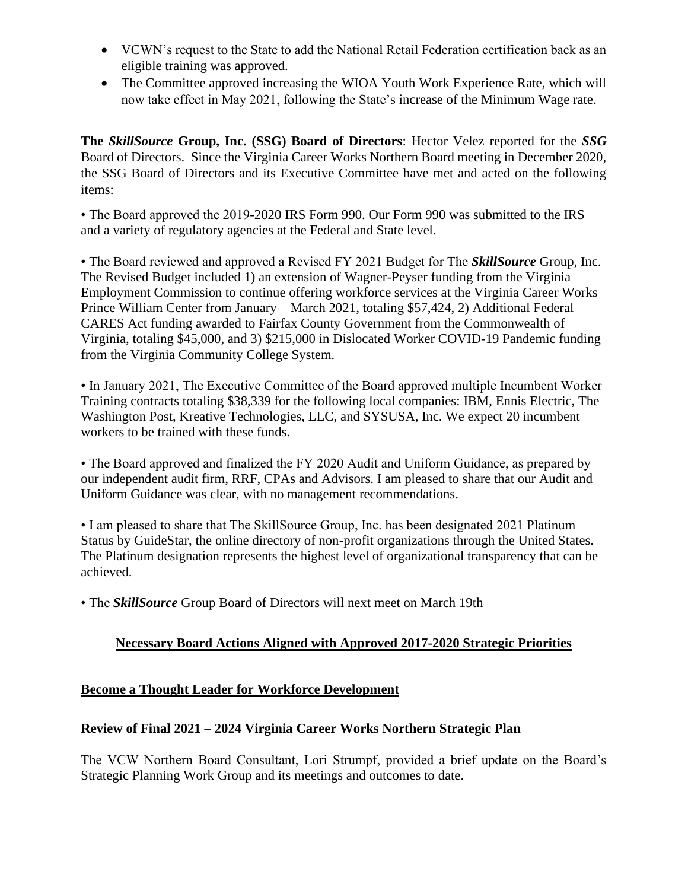- VCWN's request to the State to add the National Retail Federation certification back as an eligible training was approved.
- The Committee approved increasing the WIOA Youth Work Experience Rate, which will now take effect in May 2021, following the State's increase of the Minimum Wage rate.

**The *SkillSource* Group, Inc. (SSG) Board of Directors**: Hector Velez reported for the ***SSG*** Board of Directors. Since the Virginia Career Works Northern Board meeting in December 2020, the SSG Board of Directors and its Executive Committee have met and acted on the following items:

• The Board approved the 2019-2020 IRS Form 990. Our Form 990 was submitted to the IRS and a variety of regulatory agencies at the Federal and State level.

• The Board reviewed and approved a Revised FY 2021 Budget for The ***SkillSource*** Group, Inc. The Revised Budget included 1) an extension of Wagner-Peyser funding from the Virginia Employment Commission to continue offering workforce services at the Virginia Career Works Prince William Center from January – March 2021, totaling $57,424, 2) Additional Federal CARES Act funding awarded to Fairfax County Government from the Commonwealth of Virginia, totaling $45,000, and 3) $215,000 in Dislocated Worker COVID-19 Pandemic funding from the Virginia Community College System.

• In January 2021, The Executive Committee of the Board approved multiple Incumbent Worker Training contracts totaling $38,339 for the following local companies: IBM, Ennis Electric, The Washington Post, Kreative Technologies, LLC, and SYSUSA, Inc. We expect 20 incumbent workers to be trained with these funds.

• The Board approved and finalized the FY 2020 Audit and Uniform Guidance, as prepared by our independent audit firm, RRF, CPAs and Advisors. I am pleased to share that our Audit and Uniform Guidance was clear, with no management recommendations.

• I am pleased to share that The SkillSource Group, Inc. has been designated 2021 Platinum Status by GuideStar, the online directory of non-profit organizations through the United States. The Platinum designation represents the highest level of organizational transparency that can be achieved.

• The ***SkillSource*** Group Board of Directors will next meet on March 19th

## Necessary Board Actions Aligned with Approved 2017-2020 Strategic Priorities

### Become a Thought Leader for Workforce Development

**Review of Final 2021 – 2024 Virginia Career Works Northern Strategic Plan**

The VCW Northern Board Consultant, Lori Strumpf, provided a brief update on the Board's Strategic Planning Work Group and its meetings and outcomes to date.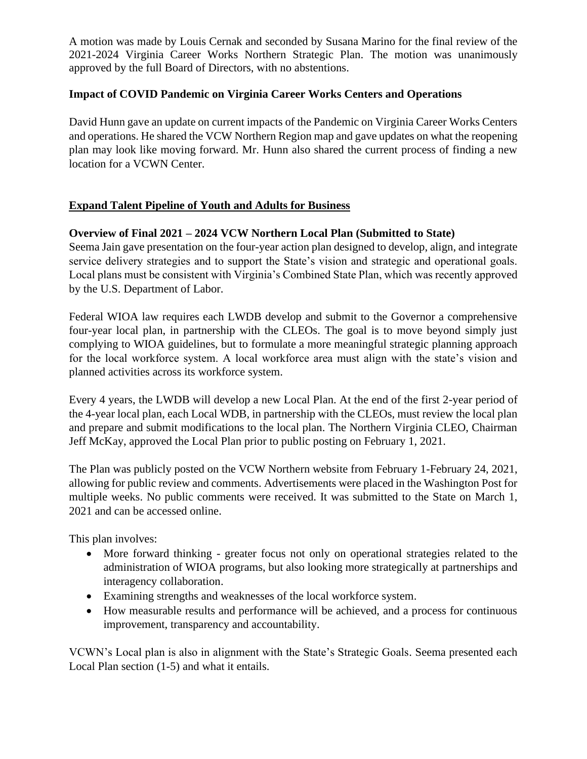A motion was made by Louis Cernak and seconded by Susana Marino for the final review of the 2021-2024 Virginia Career Works Northern Strategic Plan. The motion was unanimously approved by the full Board of Directors, with no abstentions.

**Impact of COVID Pandemic on Virginia Career Works Centers and Operations**

David Hunn gave an update on current impacts of the Pandemic on Virginia Career Works Centers and operations. He shared the VCW Northern Region map and gave updates on what the reopening plan may look like moving forward. Mr. Hunn also shared the current process of finding a new location for a VCWN Center.

**<u>Expand Talent Pipeline of Youth and Adults for Business</u>**

**Overview of Final 2021 – 2024 VCW Northern Local Plan (Submitted to State)**

Seema Jain gave presentation on the four-year action plan designed to develop, align, and integrate service delivery strategies and to support the State's vision and strategic and operational goals. Local plans must be consistent with Virginia's Combined State Plan, which was recently approved by the U.S. Department of Labor.

Federal WIOA law requires each LWDB develop and submit to the Governor a comprehensive four-year local plan, in partnership with the CLEOs. The goal is to move beyond simply just complying to WIOA guidelines, but to formulate a more meaningful strategic planning approach for the local workforce system. A local workforce area must align with the state's vision and planned activities across its workforce system.

Every 4 years, the LWDB will develop a new Local Plan. At the end of the first 2-year period of the 4-year local plan, each Local WDB, in partnership with the CLEOs, must review the local plan and prepare and submit modifications to the local plan. The Northern Virginia CLEO, Chairman Jeff McKay, approved the Local Plan prior to public posting on February 1, 2021.

The Plan was publicly posted on the VCW Northern website from February 1-February 24, 2021, allowing for public review and comments. Advertisements were placed in the Washington Post for multiple weeks. No public comments were received. It was submitted to the State on March 1, 2021 and can be accessed online.

This plan involves:

- More forward thinking - greater focus not only on operational strategies related to the administration of WIOA programs, but also looking more strategically at partnerships and interagency collaboration.
- Examining strengths and weaknesses of the local workforce system.
- How measurable results and performance will be achieved, and a process for continuous improvement, transparency and accountability.

VCWN's Local plan is also in alignment with the State's Strategic Goals. Seema presented each Local Plan section (1-5) and what it entails.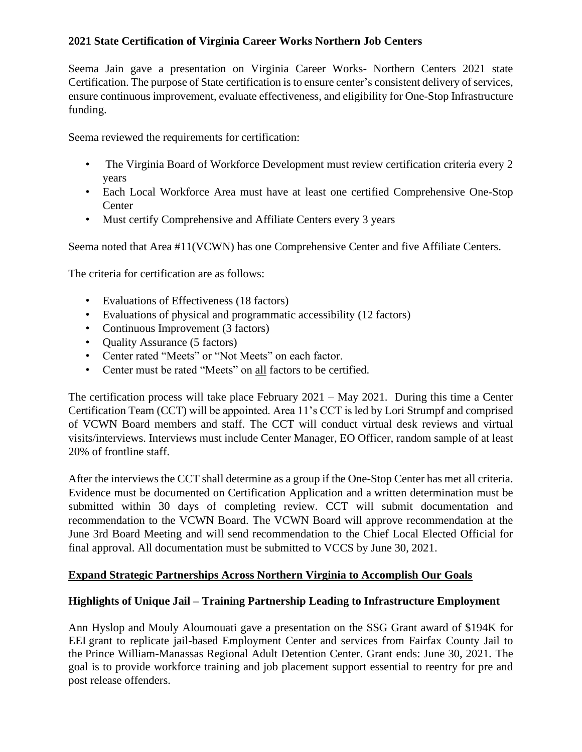**2021 State Certification of Virginia Career Works Northern Job Centers**

Seema Jain gave a presentation on Virginia Career Works- Northern Centers 2021 state Certification. The purpose of State certification is to ensure center's consistent delivery of services, ensure continuous improvement, evaluate effectiveness, and eligibility for One-Stop Infrastructure funding.

Seema reviewed the requirements for certification:

- The Virginia Board of Workforce Development must review certification criteria every 2 years
- Each Local Workforce Area must have at least one certified Comprehensive One-Stop Center
- Must certify Comprehensive and Affiliate Centers every 3 years

Seema noted that Area #11(VCWN) has one Comprehensive Center and five Affiliate Centers.

The criteria for certification are as follows:

- Evaluations of Effectiveness (18 factors)
- Evaluations of physical and programmatic accessibility (12 factors)
- Continuous Improvement (3 factors)
- Quality Assurance (5 factors)
- Center rated "Meets" or "Not Meets" on each factor.
- Center must be rated "Meets" on <u>all</u> factors to be certified.

The certification process will take place February 2021 – May 2021. During this time a Center Certification Team (CCT) will be appointed. Area 11's CCT is led by Lori Strumpf and comprised of VCWN Board members and staff. The CCT will conduct virtual desk reviews and virtual visits/interviews. Interviews must include Center Manager, EO Officer, random sample of at least 20% of frontline staff.

After the interviews the CCT shall determine as a group if the One-Stop Center has met all criteria. Evidence must be documented on Certification Application and a written determination must be submitted within 30 days of completing review. CCT will submit documentation and recommendation to the VCWN Board. The VCWN Board will approve recommendation at the June 3rd Board Meeting and will send recommendation to the Chief Local Elected Official for final approval. All documentation must be submitted to VCCS by June 30, 2021.

**<u>Expand Strategic Partnerships Across Northern Virginia to Accomplish Our Goals</u>**

**Highlights of Unique Jail – Training Partnership Leading to Infrastructure Employment**

Ann Hyslop and Mouly Aloumouati gave a presentation on the SSG Grant award of $194K for EEI grant to replicate jail-based Employment Center and services from Fairfax County Jail to the Prince William-Manassas Regional Adult Detention Center. Grant ends: June 30, 2021. The goal is to provide workforce training and job placement support essential to reentry for pre and post release offenders.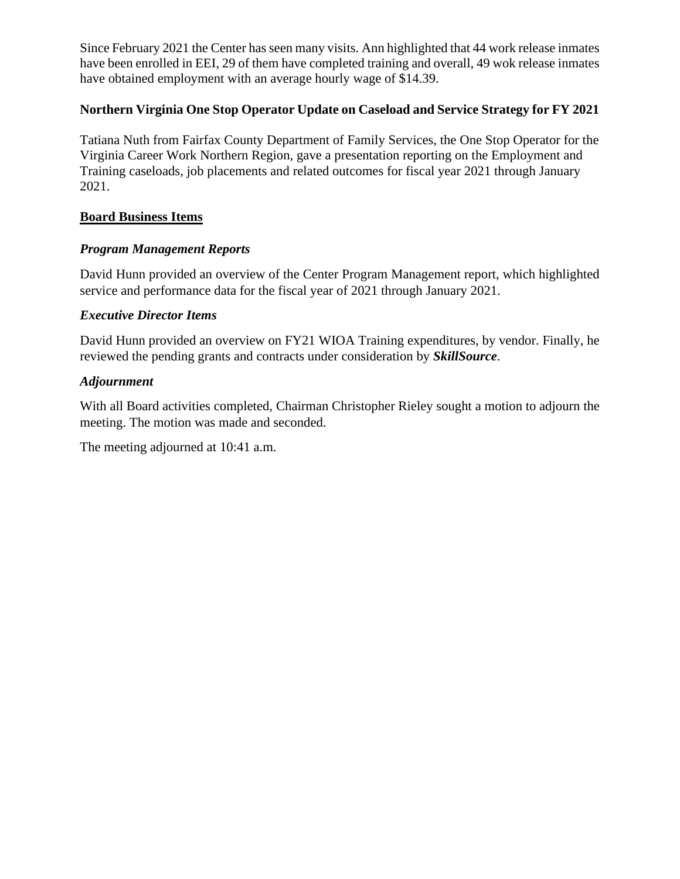Since February 2021 the Center has seen many visits. Ann highlighted that 44 work release inmates have been enrolled in EEI, 29 of them have completed training and overall, 49 wok release inmates have obtained employment with an average hourly wage of $14.39.

**Northern Virginia One Stop Operator Update on Caseload and Service Strategy for FY 2021**

Tatiana Nuth from Fairfax County Department of Family Services, the One Stop Operator for the Virginia Career Work Northern Region, gave a presentation reporting on the Employment and Training caseloads, job placements and related outcomes for fiscal year 2021 through January 2021.

## Board Business Items

### *Program Management Reports*

David Hunn provided an overview of the Center Program Management report, which highlighted service and performance data for the fiscal year of 2021 through January 2021.

### *Executive Director Items*

David Hunn provided an overview on FY21 WIOA Training expenditures, by vendor. Finally, he reviewed the pending grants and contracts under consideration by ***SkillSource***.

### *Adjournment*

With all Board activities completed, Chairman Christopher Rieley sought a motion to adjourn the meeting. The motion was made and seconded.

The meeting adjourned at 10:41 a.m.